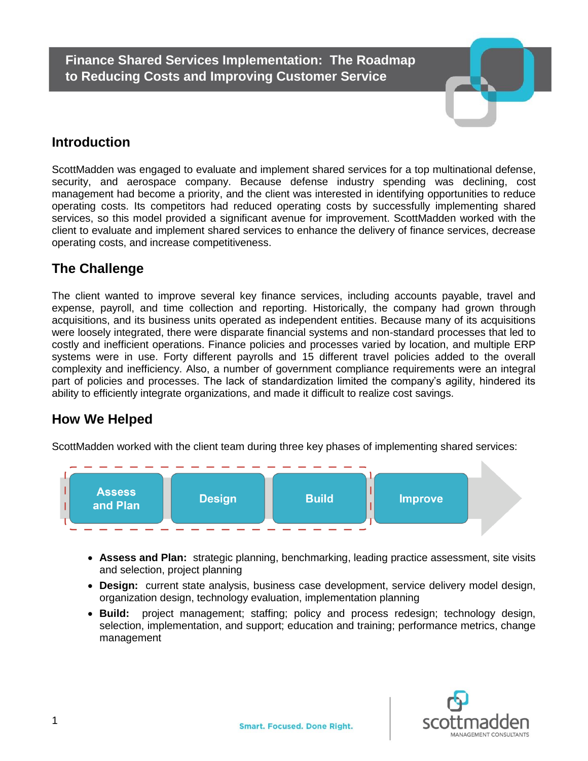# Finance Shared Services Implementation: The Roadmap to Reducing Costs and Improving Customer Service

## Introduction

ScottMadden was engaged to evaluate and implement shared services for a top multinational defense, security, and aerospace company. Because defense industry spending was declining, cost management had become a priority, and the client was interested in identifying opportunities to reduce operating costs. Its competitors had reduced operating costs by successfully implementing shared services, so this model provided a significant avenue for improvement. ScottMadden worked with the client to evaluate and implement shared services to enhance the delivery of finance services, decrease operating costs, and increase competitiveness.

## The Challenge

The client wanted to improve several key finance services, including accounts payable, travel and expense, payroll, and time collection and reporting. Historically, the company had grown through acquisitions, and its business units operated as independent entities. Because many of its acquisitions were loosely integrated, there were disparate financial systems and non-standard processes that led to costly and inefficient operations. Finance policies and processes varied by location, and multiple ERP systems were in use. Forty different payrolls and 15 different travel policies added to the overall complexity and inefficiency. Also, a number of government compliance requirements were an integral part of policies and processes. The lack of standardization limited the company's agility, hindered its ability to efficiently integrate organizations, and made it difficult to realize cost savings.

## How We Helped

ScottMadden worked with the client team during three key phases of implementing shared services:

Assess and Plan → Design → Build → Improve

- **Assess and Plan:** strategic planning, benchmarking, leading practice assessment, site visits and selection, project planning
- **Design:** current state analysis, business case development, service delivery model design, organization design, technology evaluation, implementation planning
- **Build:** project management; staffing; policy and process redesign; technology design, selection, implementation, and support; education and training; performance metrics, change management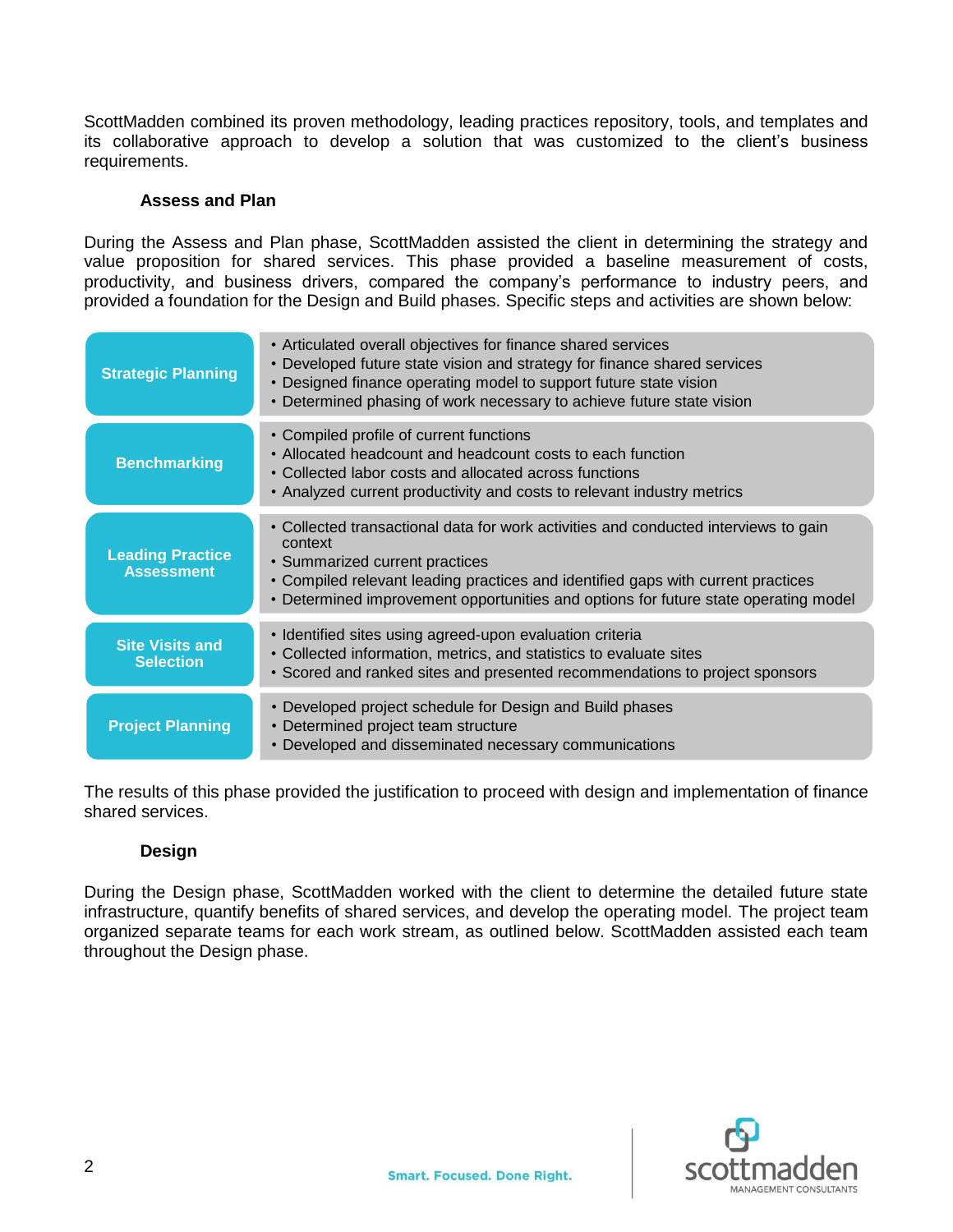ScottMadden combined its proven methodology, leading practices repository, tools, and templates and its collaborative approach to develop a solution that was customized to the client's business requirements.

### Assess and Plan

During the Assess and Plan phase, ScottMadden assisted the client in determining the strategy and value proposition for shared services. This phase provided a baseline measurement of costs, productivity, and business drivers, compared the company's performance to industry peers, and provided a foundation for the Design and Build phases. Specific steps and activities are shown below:

| Step | Activities |
|---|---|
| **Strategic Planning** | • Articulated overall objectives for finance shared services<br>• Developed future state vision and strategy for finance shared services<br>• Designed finance operating model to support future state vision<br>• Determined phasing of work necessary to achieve future state vision |
| **Benchmarking** | • Compiled profile of current functions<br>• Allocated headcount and headcount costs to each function<br>• Collected labor costs and allocated across functions<br>• Analyzed current productivity and costs to relevant industry metrics |
| **Leading Practice Assessment** | • Collected transactional data for work activities and conducted interviews to gain context<br>• Summarized current practices<br>• Compiled relevant leading practices and identified gaps with current practices<br>• Determined improvement opportunities and options for future state operating model |
| **Site Visits and Selection** | • Identified sites using agreed-upon evaluation criteria<br>• Collected information, metrics, and statistics to evaluate sites<br>• Scored and ranked sites and presented recommendations to project sponsors |
| **Project Planning** | • Developed project schedule for Design and Build phases<br>• Determined project team structure<br>• Developed and disseminated necessary communications |

The results of this phase provided the justification to proceed with design and implementation of finance shared services.

### Design

During the Design phase, ScottMadden worked with the client to determine the detailed future state infrastructure, quantify benefits of shared services, and develop the operating model. The project team organized separate teams for each work stream, as outlined below. ScottMadden assisted each team throughout the Design phase.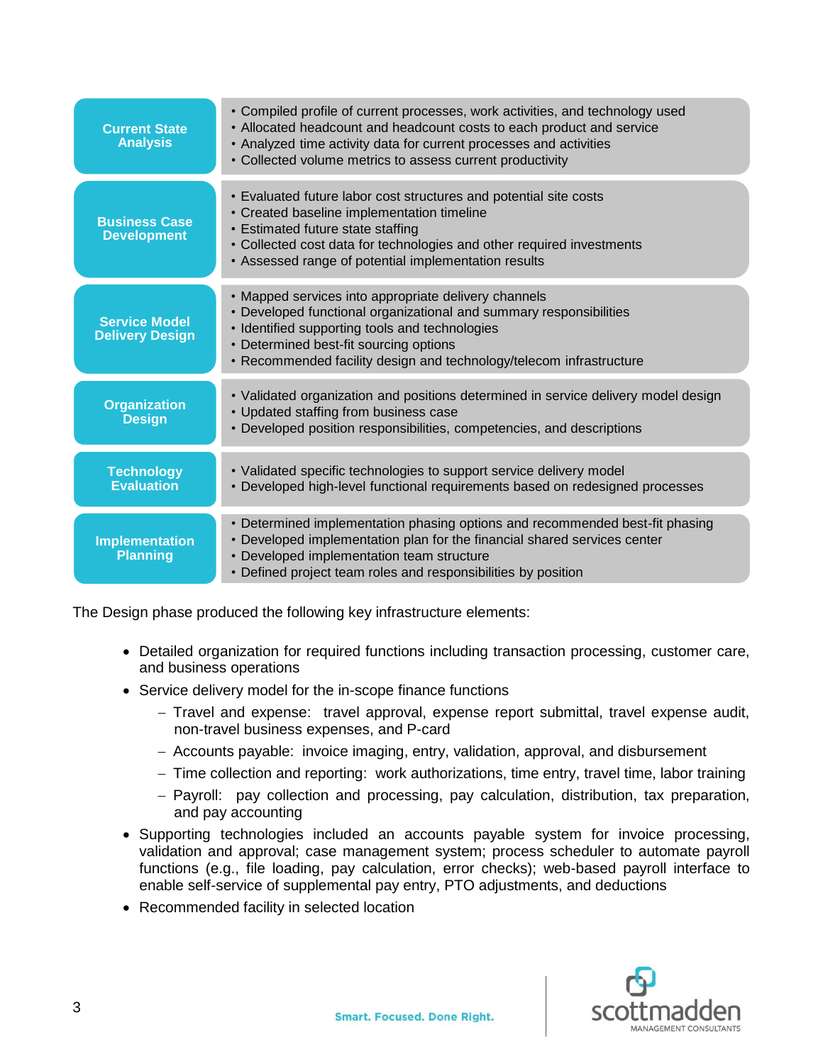| Phase | Activities |
|---|---|
| **Current State Analysis** | • Compiled profile of current processes, work activities, and technology used<br>• Allocated headcount and headcount costs to each product and service<br>• Analyzed time activity data for current processes and activities<br>• Collected volume metrics to assess current productivity |
| **Business Case Development** | • Evaluated future labor cost structures and potential site costs<br>• Created baseline implementation timeline<br>• Estimated future state staffing<br>• Collected cost data for technologies and other required investments<br>• Assessed range of potential implementation results |
| **Service Model Delivery Design** | • Mapped services into appropriate delivery channels<br>• Developed functional organizational and summary responsibilities<br>• Identified supporting tools and technologies<br>• Determined best-fit sourcing options<br>• Recommended facility design and technology/telecom infrastructure |
| **Organization Design** | • Validated organization and positions determined in service delivery model design<br>• Updated staffing from business case<br>• Developed position responsibilities, competencies, and descriptions |
| **Technology Evaluation** | • Validated specific technologies to support service delivery model<br>• Developed high-level functional requirements based on redesigned processes |
| **Implementation Planning** | • Determined implementation phasing options and recommended best-fit phasing<br>• Developed implementation plan for the financial shared services center<br>• Developed implementation team structure<br>• Defined project team roles and responsibilities by position |

The Design phase produced the following key infrastructure elements:

- Detailed organization for required functions including transaction processing, customer care, and business operations
- Service delivery model for the in-scope finance functions
  - Travel and expense: travel approval, expense report submittal, travel expense audit, non-travel business expenses, and P-card
  - Accounts payable: invoice imaging, entry, validation, approval, and disbursement
  - Time collection and reporting: work authorizations, time entry, travel time, labor training
  - Payroll: pay collection and processing, pay calculation, distribution, tax preparation, and pay accounting
- Supporting technologies included an accounts payable system for invoice processing, validation and approval; case management system; process scheduler to automate payroll functions (e.g., file loading, pay calculation, error checks); web-based payroll interface to enable self-service of supplemental pay entry, PTO adjustments, and deductions
- Recommended facility in selected location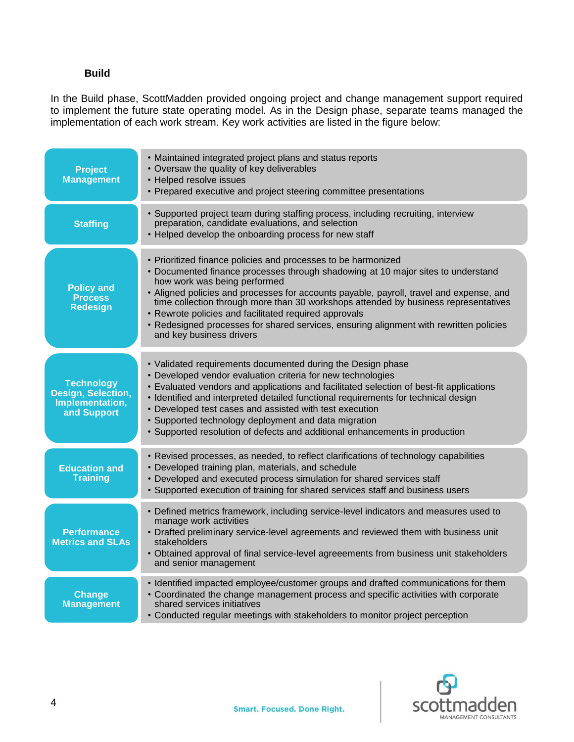### Build

In the Build phase, ScottMadden provided ongoing project and change management support required to implement the future state operating model. As in the Design phase, separate teams managed the implementation of each work stream. Key work activities are listed in the figure below:

| Work Stream | Key Activities |
|---|---|
| **Project Management** | • Maintained integrated project plans and status reports<br>• Oversaw the quality of key deliverables<br>• Helped resolve issues<br>• Prepared executive and project steering committee presentations |
| **Staffing** | • Supported project team during staffing process, including recruiting, interview preparation, candidate evaluations, and selection<br>• Helped develop the onboarding process for new staff |
| **Policy and Process Redesign** | • Prioritized finance policies and processes to be harmonized<br>• Documented finance processes through shadowing at 10 major sites to understand how work was being performed<br>• Aligned policies and processes for accounts payable, payroll, travel and expense, and time collection through more than 30 workshops attended by business representatives<br>• Rewrote policies and facilitated required approvals<br>• Redesigned processes for shared services, ensuring alignment with rewritten policies and key business drivers |
| **Technology Design, Selection, Implementation, and Support** | • Validated requirements documented during the Design phase<br>• Developed vendor evaluation criteria for new technologies<br>• Evaluated vendors and applications and facilitated selection of best-fit applications<br>• Identified and interpreted detailed functional requirements for technical design<br>• Developed test cases and assisted with test execution<br>• Supported technology deployment and data migration<br>• Supported resolution of defects and additional enhancements in production |
| **Education and Training** | • Revised processes, as needed, to reflect clarifications of technology capabilities<br>• Developed training plan, materials, and schedule<br>• Developed and executed process simulation for shared services staff<br>• Supported execution of training for shared services staff and business users |
| **Performance Metrics and SLAs** | • Defined metrics framework, including service-level indicators and measures used to manage work activities<br>• Drafted preliminary service-level agreements and reviewed them with business unit stakeholders<br>• Obtained approval of final service-level agreeements from business unit stakeholders and senior management |
| **Change Management** | • Identified impacted employee/customer groups and drafted communications for them<br>• Coordinated the change management process and specific activities with corporate shared services initiatives<br>• Conducted regular meetings with stakeholders to monitor project perception |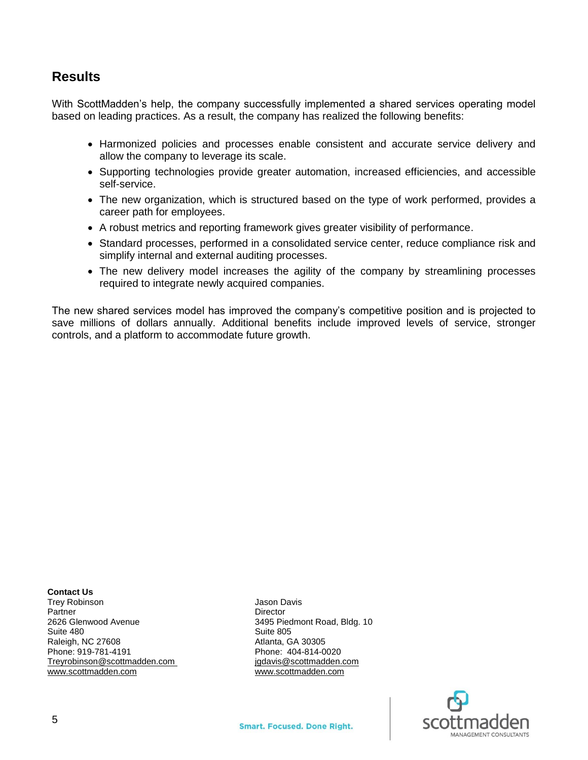## Results

With ScottMadden's help, the company successfully implemented a shared services operating model based on leading practices. As a result, the company has realized the following benefits:

- Harmonized policies and processes enable consistent and accurate service delivery and allow the company to leverage its scale.
- Supporting technologies provide greater automation, increased efficiencies, and accessible self-service.
- The new organization, which is structured based on the type of work performed, provides a career path for employees.
- A robust metrics and reporting framework gives greater visibility of performance.
- Standard processes, performed in a consolidated service center, reduce compliance risk and simplify internal and external auditing processes.
- The new delivery model increases the agility of the company by streamlining processes required to integrate newly acquired companies.

The new shared services model has improved the company's competitive position and is projected to save millions of dollars annually. Additional benefits include improved levels of service, stronger controls, and a platform to accommodate future growth.

**Contact Us**

Trey Robinson
Partner
2626 Glenwood Avenue
Suite 480
Raleigh, NC 27608
Phone: 919-781-4191
Treyrobinson@scottmadden.com
www.scottmadden.com

Jason Davis
Director
3495 Piedmont Road, Bldg. 10
Suite 805
Atlanta, GA 30305
Phone: 404-814-0020
jgdavis@scottmadden.com
www.scottmadden.com

Smart. Focused. Done Right.

scottmadden
MANAGEMENT CONSULTANTS